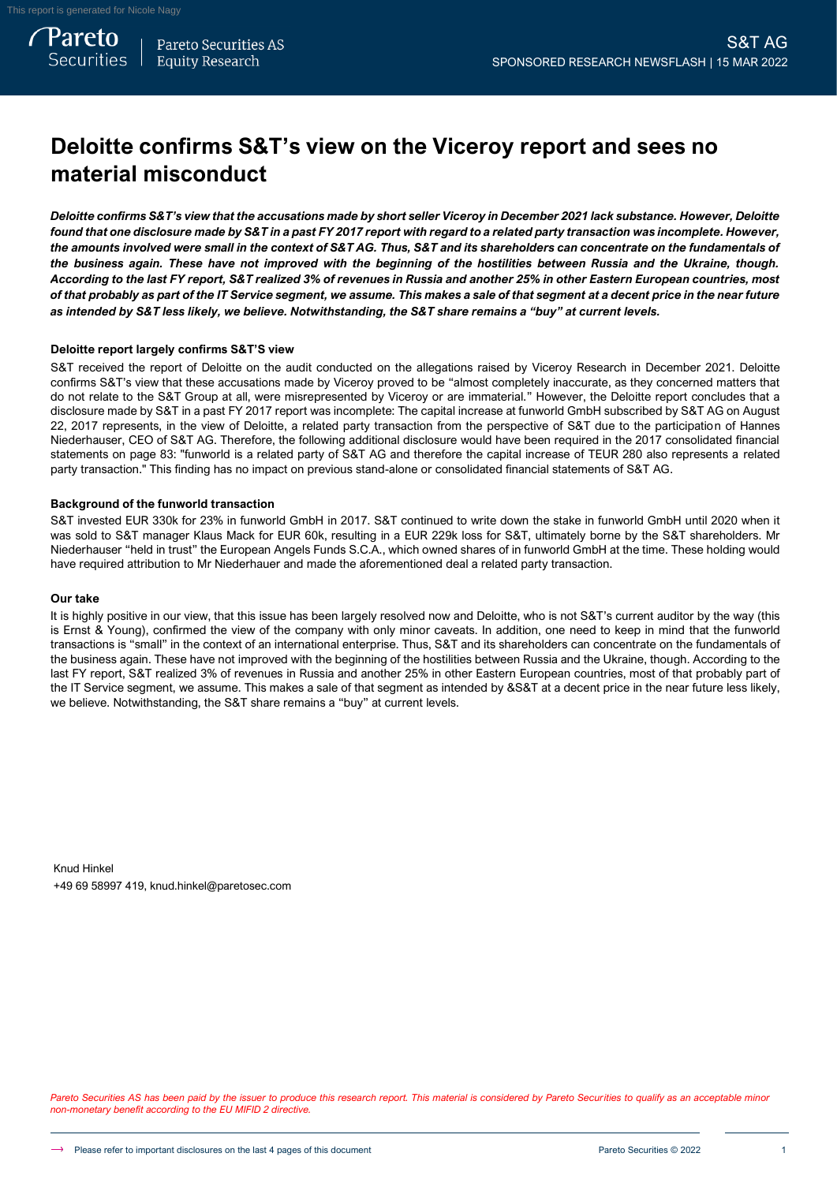S&T AG

SPONSORED RESEARCH NEWSFLASH | 15 MAR 2022

# Deloitte confirms S&T's view on the Viceroy report and sees no material misconduct

***Deloitte confirms S&T's view that the accusations made by short seller Viceroy in December 2021 lack substance. However, Deloitte found that one disclosure made by S&T in a past FY 2017 report with regard to a related party transaction was incomplete. However, the amounts involved were small in the context of S&T AG. Thus, S&T and its shareholders can concentrate on the fundamentals of the business again. These have not improved with the beginning of the hostilities between Russia and the Ukraine, though. According to the last FY report, S&T realized 3% of revenues in Russia and another 25% in other Eastern European countries, most of that probably as part of the IT Service segment, we assume. This makes a sale of that segment at a decent price in the near future as intended by S&T less likely, we believe. Notwithstanding, the S&T share remains a "buy" at current levels.***

### Deloitte report largely confirms S&T'S view

S&T received the report of Deloitte on the audit conducted on the allegations raised by Viceroy Research in December 2021. Deloitte confirms S&T's view that these accusations made by Viceroy proved to be "almost completely inaccurate, as they concerned matters that do not relate to the S&T Group at all, were misrepresented by Viceroy or are immaterial." However, the Deloitte report concludes that a disclosure made by S&T in a past FY 2017 report was incomplete: The capital increase at funworld GmbH subscribed by S&T AG on August 22, 2017 represents, in the view of Deloitte, a related party transaction from the perspective of S&T due to the participation of Hannes Niederhauser, CEO of S&T AG. Therefore, the following additional disclosure would have been required in the 2017 consolidated financial statements on page 83: "funworld is a related party of S&T AG and therefore the capital increase of TEUR 280 also represents a related party transaction." This finding has no impact on previous stand-alone or consolidated financial statements of S&T AG.

### Background of the funworld transaction

S&T invested EUR 330k for 23% in funworld GmbH in 2017. S&T continued to write down the stake in funworld GmbH until 2020 when it was sold to S&T manager Klaus Mack for EUR 60k, resulting in a EUR 229k loss for S&T, ultimately borne by the S&T shareholders. Mr Niederhauser "held in trust" the European Angels Funds S.C.A., which owned shares of in funworld GmbH at the time. These holding would have required attribution to Mr Niederhauer and made the aforementioned deal a related party transaction.

### Our take

It is highly positive in our view, that this issue has been largely resolved now and Deloitte, who is not S&T's current auditor by the way (this is Ernst & Young), confirmed the view of the company with only minor caveats. In addition, one need to keep in mind that the funworld transactions is "small" in the context of an international enterprise. Thus, S&T and its shareholders can concentrate on the fundamentals of the business again. These have not improved with the beginning of the hostilities between Russia and the Ukraine, though. According to the last FY report, S&T realized 3% of revenues in Russia and another 25% in other Eastern European countries, most of that probably part of the IT Service segment, we assume. This makes a sale of that segment as intended by &S&T at a decent price in the near future less likely, we believe. Notwithstanding, the S&T share remains a "buy" at current levels.

Knud Hinkel
+49 69 58997 419, knud.hinkel@paretosec.com

*Pareto Securities AS has been paid by the issuer to produce this research report. This material is considered by Pareto Securities to qualify as an acceptable minor non-monetary benefit according to the EU MIFID 2 directive.*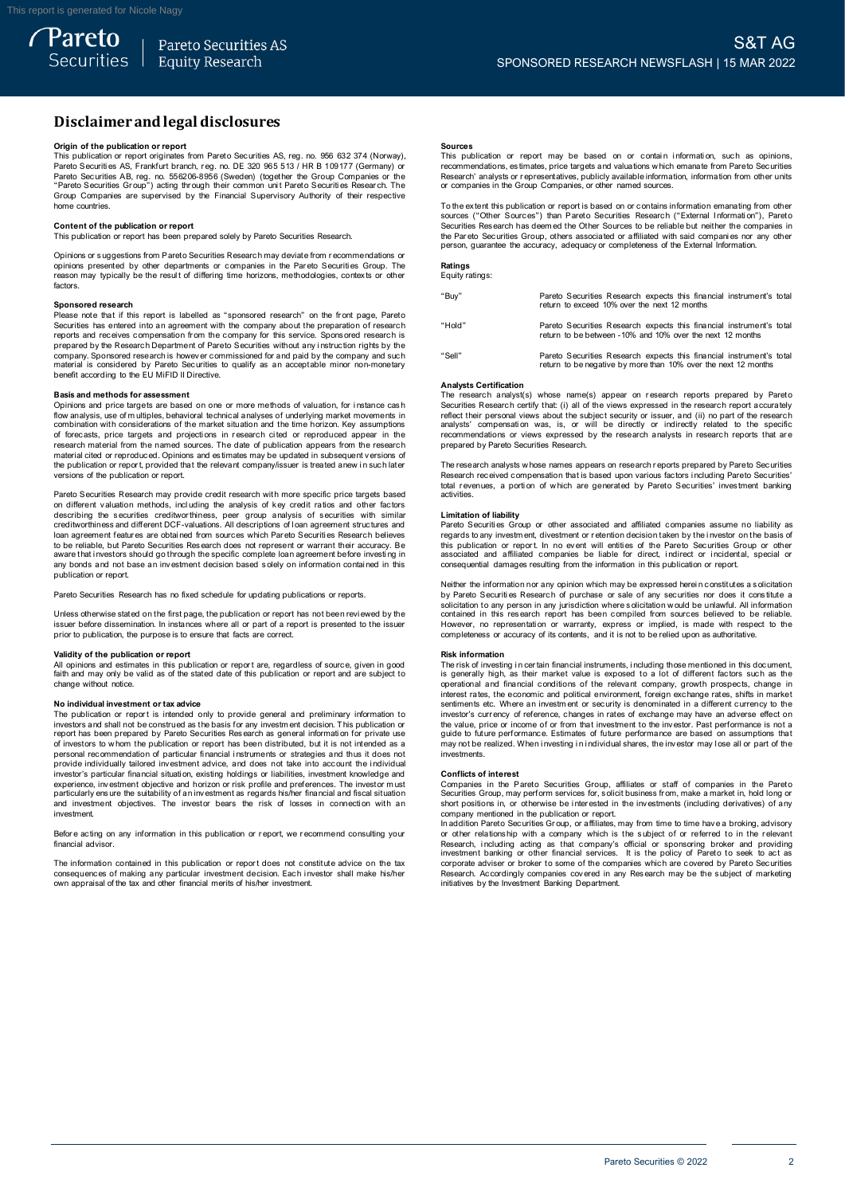# Disclaimer and legal disclosures

**Origin of the publication or report**

This publication or report originates from Pareto Securities AS, reg. no. 956 632 374 (Norway), Pareto Securities AS, Frankfurt branch, reg. no. DE 320 965 513 / HR B 109177 (Germany) or Pareto Securities AB, reg. no. 556206-8956 (Sweden) (together the Group Companies or the "Pareto Securities Group") acting through their common unit Pareto Securities Research. The Group Companies are supervised by the Financial Supervisory Authority of their respective home countries.

**Content of the publication or report**

This publication or report has been prepared solely by Pareto Securities Research.

Opinions or suggestions from Pareto Securities Research may deviate from recommendations or opinions presented by other departments or companies in the Pareto Securities Group. The reason may typically be the result of differing time horizons, methodologies, contexts or other factors.

**Sponsored research**

Please note that if this report is labelled as "sponsored research" on the front page, Pareto Securities has entered into an agreement with the company about the preparation of research reports and receives compensation from the company for this service. Sponsored research is prepared by the Research Department of Pareto Securities without any instruction rights by the company. Sponsored research is however commissioned for and paid by the company and such material is considered by Pareto Securities to qualify as an acceptable minor non-monetary benefit according to the EU MiFID II Directive.

**Basis and methods for assessment**

Opinions and price targets are based on one or more methods of valuation, for instance cash flow analysis, use of multiples, behavioral technical analyses of underlying market movements in combination with considerations of the market situation and the time horizon. Key assumptions of forecasts, price targets and projections in research cited or reproduced appear in the research material from the named sources. The date of publication appears from the research material cited or reproduced. Opinions and estimates may be updated in subsequent versions of the publication or report, provided that the relevant company/issuer is treated anew in such later versions of the publication or report.

Pareto Securities Research may provide credit research with more specific price targets based on different valuation methods, including the analysis of key credit ratios and other factors describing the securities creditworthiness, peer group analysis of securities with similar creditworthiness and different DCF-valuations. All descriptions of loan agreement structures and loan agreement features are obtained from sources which Pareto Securities Research believes to be reliable, but Pareto Securities Research does not represent or warrant their accuracy. Be aware that investors should go through the specific complete loan agreement before investing in any bonds and not base an investment decision based solely on information contained in this publication or report.

Pareto Securities Research has no fixed schedule for updating publications or reports.

Unless otherwise stated on the first page, the publication or report has not been reviewed by the issuer before dissemination. In instances where all or part of a report is presented to the issuer prior to publication, the purpose is to ensure that facts are correct.

**Validity of the publication or report**

All opinions and estimates in this publication or report are, regardless of source, given in good faith and may only be valid as of the stated date of this publication or report and are subject to change without notice.

**No individual investment or tax advice**

The publication or report is intended only to provide general and preliminary information to investors and shall not be construed as the basis for any investment decision. This publication or report has been prepared by Pareto Securities Research as general information for private use of investors to whom the publication or report has been distributed, but it is not intended as a personal recommendation of particular financial instruments or strategies and thus it does not provide individually tailored investment advice, and does not take into account the individual investor's particular financial situation, existing holdings or liabilities, investment knowledge and experience, investment objective and horizon or risk profile and preferences. The investor must particularly ensure the suitability of an investment as regards his/her financial and fiscal situation and investment objectives. The investor bears the risk of losses in connection with an investment.

Before acting on any information in this publication or report, we recommend consulting your financial advisor.

The information contained in this publication or report does not constitute advice on the tax consequences of making any particular investment decision. Each investor shall make his/her own appraisal of the tax and other financial merits of his/her investment.

**Sources**

This publication or report may be based on or contain information, such as opinions, recommendations, estimates, price targets and valuations which emanate from Pareto Securities Research' analysts or representatives, publicly available information, information from other units or companies in the Group Companies, or other named sources.

To the extent this publication or report is based on or contains information emanating from other sources ("Other Sources") than Pareto Securities Research ("External Information"), Pareto Securities Research has deemed the Other Sources to be reliable but neither the companies in the Pareto Securities Group, others associated or affiliated with said companies nor any other person, guarantee the accuracy, adequacy or completeness of the External Information.

**Ratings**

Equity ratings:

| | |
|---|---|
| "Buy" | Pareto Securities Research expects this financial instrument's total return to exceed 10% over the next 12 months |
| "Hold" | Pareto Securities Research expects this financial instrument's total return to be between -10% and 10% over the next 12 months |
| "Sell" | Pareto Securities Research expects this financial instrument's total return to be negative by more than 10% over the next 12 months |

**Analysts Certification**

The research analyst(s) whose name(s) appear on research reports prepared by Pareto Securities Research certify that: (i) all of the views expressed in the research report accurately reflect their personal views about the subject security or issuer, and (ii) no part of the research analysts' compensation was, is, or will be directly or indirectly related to the specific recommendations or views expressed by the research analysts in research reports that are prepared by Pareto Securities Research.

The research analysts whose names appears on research reports prepared by Pareto Securities Research received compensation that is based upon various factors including Pareto Securities' total revenues, a portion of which are generated by Pareto Securities' investment banking activities.

**Limitation of liability**

Pareto Securities Group or other associated and affiliated companies assume no liability as regards to any investment, divestment or retention decision taken by the investor on the basis of this publication or report. In no event will entities of the Pareto Securities Group or other associated and affiliated companies be liable for direct, indirect or incidental, special or consequential damages resulting from the information in this publication or report.

Neither the information nor any opinion which may be expressed herein constitutes a solicitation by Pareto Securities Research of purchase or sale of any securities nor does it constitute a solicitation to any person in any jurisdiction where solicitation would be unlawful. All information contained in this research report has been compiled from sources believed to be reliable. However, no representation or warranty, express or implied, is made with respect to the completeness or accuracy of its contents, and it is not to be relied upon as authoritative.

**Risk information**

The risk of investing in certain financial instruments, including those mentioned in this document, is generally high, as their market value is exposed to a lot of different factors such as the operational and financial conditions of the relevant company, growth prospects, change in interest rates, the economic and political environment, foreign exchange rates, shifts in market sentiments etc. Where an investment or security is denominated in a different currency to the investor's currency of reference, changes in rates of exchange may have an adverse effect on the value, price or income of or from that investment to the investor. Past performance is not a guide to future performance. Estimates of future performance are based on assumptions that may not be realized. When investing in individual shares, the investor may lose all or part of the investments.

**Conflicts of interest**

Companies in the Pareto Securities Group, affiliates or staff of companies in the Pareto Securities Group, may perform services for, solicit business from, make a market in, hold long or short positions in, or otherwise be interested in the investments (including derivatives) of any company mentioned in the publication or report.

In addition Pareto Securities Group, or affiliates, may from time to time have a broking, advisory or other relationship with a company which is the subject of or referred to in the relevant Research, including acting as that company's official or sponsoring broker and providing investment banking or other financial services. It is the policy of Pareto to seek to act as corporate adviser or broker to some of the companies which are covered by Pareto Securities Research. Accordingly companies covered in any Research may be the subject of marketing initiatives by the Investment Banking Department.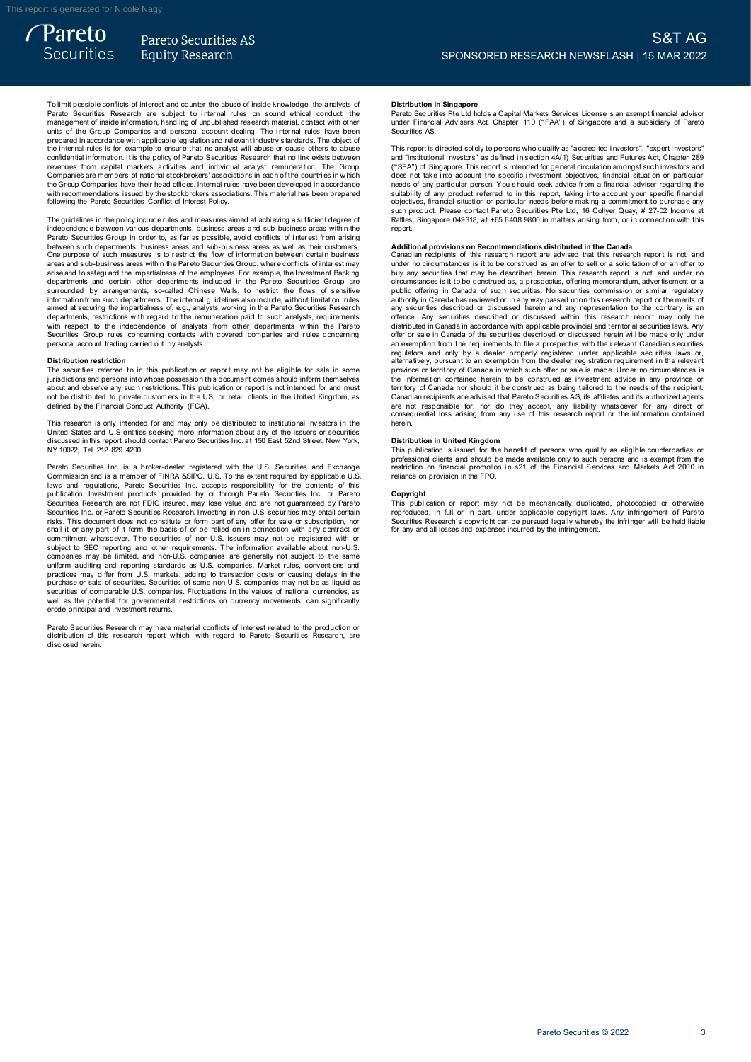To limit possible conflicts of interest and counter the abuse of inside knowledge, the analysts of Pareto Securities Research are subject to internal rules on sound ethical conduct, the management of inside information, handling of unpublished research material, contact with other units of the Group Companies and personal account dealing. The internal rules have been prepared in accordance with applicable legislation and relevant industry standards. The object of the internal rules is for example to ensure that no analyst will abuse or cause others to abuse confidential information. It is the policy of Pareto Securities Research that no link exists between revenues from capital markets activities and individual analyst remuneration. The Group Companies are members of national stockbrokers' associations in each of the countries in which the Group Companies have their head offices. Internal rules have been developed in accordance with recommendations issued by the stockbrokers associations. This material has been prepared following the Pareto Securities Conflict of Interest Policy.

The guidelines in the policy include rules and measures aimed at achieving a sufficient degree of independence between various departments, business areas and sub-business areas within the Pareto Securities Group in order to, as far as possible, avoid conflicts of interest from arising between such departments, business areas and sub-business areas as well as their customers. One purpose of such measures is to restrict the flow of information between certain business areas and sub-business areas within the Pareto Securities Group, where conflicts of interest may arise and to safeguard the impartialness of the employees. For example, the Investment Banking departments and certain other departments included in the Pareto Securities Group are surrounded by arrangements, so-called Chinese Walls, to restrict the flows of sensitive information from such departments. The internal guidelines also include, without limitation, rules aimed at securing the impartialness of, e.g., analysts working in the Pareto Securities Research departments, restrictions with regard to the remuneration paid to such analysts, requirements with respect to the independence of analysts from other departments within the Pareto Securities Group rules concerning contacts with covered companies and rules concerning personal account trading carried out by analysts.

**Distribution restriction**

The securities referred to in this publication or report may not be eligible for sale in some jurisdictions and persons into whose possession this document comes should inform themselves about and observe any such restrictions. This publication or report is not intended for and must not be distributed to private customers in the US, or retail clients in the United Kingdom, as defined by the Financial Conduct Authority (FCA).

This research is only intended for and may only be distributed to institutional investors in the United States and U.S entities seeking more information about any of the issuers or securities discussed in this report should contact Pareto Securities Inc. at 150 East 52nd Street, New York, NY 10022, Tel. 212 829 4200.

Pareto Securities Inc. is a broker-dealer registered with the U.S. Securities and Exchange Commission and is a member of FINRA &SIPC. U.S. To the extent required by applicable U.S. laws and regulations, Pareto Securities Inc. accepts responsibility for the contents of this publication. Investment products provided by or through Pareto Securities Inc. or Pareto Securities Research are not FDIC insured, may lose value and are not guaranteed by Pareto Securities Inc. or Pareto Securities Research. Investing in non-U.S. securities may entail certain risks. This document does not constitute or form part of any offer for sale or subscription, nor shall it or any part of it form the basis of or be relied on in connection with any contract or commitment whatsoever. The securities of non-U.S. issuers may not be registered with or subject to SEC reporting and other requirements. The information available about non-U.S. companies may be limited, and non-U.S. companies are generally not subject to the same uniform auditing and reporting standards as U.S. companies. Market rules, conventions and practices may differ from U.S. markets, adding to transaction costs or causing delays in the purchase or sale of securities. Securities of some non-U.S. companies may not be as liquid as securities of comparable U.S. companies. Fluctuations in the values of national currencies, as well as the potential for governmental restrictions on currency movements, can significantly erode principal and investment returns.

Pareto Securities Research may have material conflicts of interest related to the production or distribution of this research report which, with regard to Pareto Securities Research, are disclosed herein.

**Distribution in Singapore**

Pareto Securities Pte Ltd holds a Capital Markets Services License is an exempt financial advisor under Financial Advisers Act, Chapter 110 ("FAA") of Singapore and a subsidiary of Pareto Securities AS.

This report is directed solely to persons who qualify as "accredited investors", "expert investors" and "institutional investors" as defined in section 4A(1) Securities and Futures Act, Chapter 289 ("SFA") of Singapore. This report is intended for general circulation amongst such investors and does not take into account the specific investment objectives, financial situation or particular needs of any particular person. You should seek advice from a financial adviser regarding the suitability of any product referred to in this report, taking into account your specific financial objectives, financial situation or particular needs before making a commitment to purchase any such product. Please contact Pareto Securities Pte Ltd, 16 Collyer Quay, # 27-02 Income at Raffles, Singapore 049318, at +65 6408 9800 in matters arising from, or in connection with this report.

**Additional provisions on Recommendations distributed in the Canada**

Canadian recipients of this research report are advised that this research report is not, and under no circumstances is it to be construed as an offer to sell or a solicitation of or an offer to buy any securities that may be described herein. This research report is not, and under no circumstances is it to be construed as, a prospectus, offering memorandum, advertisement or a public offering in Canada of such securities. No securities commission or similar regulatory authority in Canada has reviewed or in any way passed upon this research report or the merits of any securities described or discussed herein and any representation to the contrary is an offence. Any securities described or discussed within this research report may only be distributed in Canada in accordance with applicable provincial and territorial securities laws. Any offer or sale in Canada of the securities described or discussed herein will be made only under an exemption from the requirements to file a prospectus with the relevant Canadian securities regulators and only by a dealer properly registered under applicable securities laws or, alternatively, pursuant to an exemption from the dealer registration requirement in the relevant province or territory of Canada in which such offer or sale is made. Under no circumstances is the information contained herein to be construed as investment advice in any province or territory of Canada nor should it be construed as being tailored to the needs of the recipient. Canadian recipients are advised that Pareto Securities AS, its affiliates and its authorized agents are not responsible for, nor do they accept, any liability whatsoever for any direct or consequential loss arising from any use of this research report or the information contained herein.

**Distribution in United Kingdom**

This publication is issued for the benefit of persons who qualify as eligible counterparties or professional clients and should be made available only to such persons and is exempt from the restriction on financial promotion in s21 of the Financial Services and Markets Act 2000 in reliance on provision in the FPO.

**Copyright**

This publication or report may not be mechanically duplicated, photocopied or otherwise reproduced, in full or in part, under applicable copyright laws. Any infringement of Pareto Securities Research´s copyright can be pursued legally whereby the infringer will be held liable for any and all losses and expenses incurred by the infringement.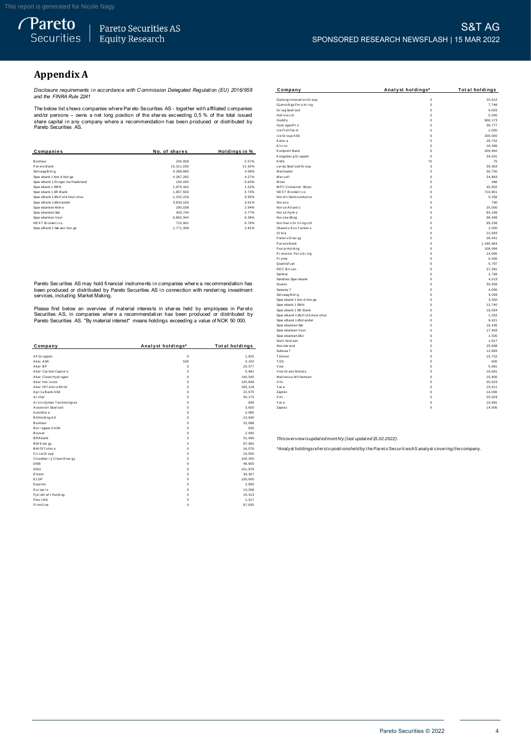## Appendix A

*Disclosure requirements in accordance with Commission Delegated Regulation (EU) 2016/958 and the FINRA Rule 2241*

The below list shows companies where Pareto Securities AS - together with affiliated companies and/or persons – owns a net long position of the shares exceeding 0,5 % of the total issued share capital in any company where a recommendation has been produced or distributed by Pareto Securities AS.

| Companies | No. of shares | Holdings in % |
|---|---|---|
| Bonheur | 240,958 | 0.57% |
| Pareto Bank | 15,311,030 | 21.92% |
| Selvaag Bolig | 4,289,865 | 4.58% |
| Sparebank 1 Nord-Norge | 4,287,282 | 4.27% |
| SpareBank 1 Ringerike Hadeland | 100,000 | 0.64% |
| Sparebank 1 SMN | 1,970,442 | 1.52% |
| Sparebank 1 SR-Bank | 1,857,563 | 0.73% |
| SpareBank 1 Østfold Akershus | 1,232,229 | 9.95% |
| SpareBank 1 Østlandet | 3,833,163 | 3.61% |
| Sparebanken Møre | 290,038 | 2.94% |
| Sparebanken Sør | 433,744 | 2.77% |
| Sparebanken Vest | 6,862,344 | 6.39% |
| NEXT Biometrics | 710,901 | 0.78% |
| SpareBank 1 Sørøst-Norge | 1,771,308 | 2.81% |

Pareto Securities AS may hold financial instruments in companies where a recommendation has been produced or distributed by Pareto Securities AS in connection with rendering investment services, including Market Making.

Please find below an overview of material interests in shares held by employees in Pareto Securities AS, in companies where a recommendation has been produced or distributed by Pareto Securities AS. "By material interest" means holdings exceeding a value of NOK 50 000.

| Company | Analyst holdings* | Total holdings |
|---|---|---|
| AF Gruppen | 0 | 1,825 |
| Aker ASA | 500 | 3,102 |
| Aker BP | 0 | 20,377 |
| Aker Carbon Capture | 0 | 5,481 |
| Aker Clean Hydrogen | 0 | 140,540 |
| Aker Horizons | 0 | 125,848 |
| Aker Offshore Wind | 0 | 165,118 |
| Aprila Bank ASA | 0 | 22,675 |
| Archer | 0 | 30,170 |
| ArcticZymes Technologies | 0 | 684 |
| Austevoll Seafood | 0 | 3,600 |
| AutoStore | 0 | 2,085 |
| B2Holding AS | 0 | 13,940 |
| Bonheur | 0 | 32,088 |
| Borregaard ASA | 0 | 650 |
| Bouvet | 0 | 2,940 |
| BRAbank | 0 | 31,499 |
| BW Energy | 0 | 97,965 |
| BW Offshore | 0 | 16,076 |
| Circa Group | 0 | 16,550 |
| Cloudberry Clean Energy | 0 | 100,250 |
| DNB | 0 | 48,805 |
| DNO | 0 | 151,978 |
| Elkem | 0 | 39,367 |
| ELOP | 0 | 130,000 |
| Equinor | 0 | 2,690 |
| Europris | 0 | 13,208 |
| Fjordkraft Holding | 0 | 15,313 |
| Flex LNG | 0 | 1,317 |
| Frontline | 0 | 87,635 |
| Gaming Innovation Group | 0 | 25,912 |
| Gjensidige Forsikring | 0 | 7,746 |
| Grieg Seafood | 0 | 9,003 |
| Hafnia Ltd. | 0 | 5,000 |
| Huddly | 0 | 906,173 |
| HydrogenPro | 0 | 39,777 |
| Ice Fish Farm | 0 | 2,000 |
| ice Group ASA | 0 | 200,000 |
| Kalera | 0 | 26,752 |
| Kitron | 0 | 18,386 |
| Komplett Bank | 0 | 209,400 |
| Kongsberg Gruppen | 0 | 34,001 |
| KWS | 75 | 75 |
| Lerøy Seafood Group | 0 | 39,363 |
| Meltwater | 0 | 30,700 |
| Mercell | 0 | 24,863 |
| Mowi | 0 | 486 |
| MPC Container Ships | 0 | 45,902 |
| NEXT Biometrics | 0 | 710,901 |
| Nordic Semiconductor | 0 | 5,336 |
| Noreco | 0 | 790 |
| Norse Atlantic | 0 | 25,000 |
| Norsk Hydro | 0 | 84,189 |
| Norske Skog | 0 | 98,499 |
| Northern Drilling Ltd. | 0 | 95,238 |
| Okeanis Eco Tankers | 0 | 2,000 |
| Orkla | 0 | 22,683 |
| Panoro Energy | 0 | 28,441 |
| Pareto Bank | 0 | 1,340,684 |
| Pexip Holding | 0 | 108,046 |
| Protector Forsikring | 0 | 14,000 |
| Pryme | 0 | 5,000 |
| Quantafuel | 0 | 5,797 |
| REC Silicon | 0 | 37,281 |
| SalMar | 0 | 2,799 |
| Sandnes Sparebank | 0 | 4,013 |
| Scatec | 0 | 30,456 |
| Seaway 7 | 0 | 4,000 |
| Selvaag Bolig | 0 | 3,093 |
| Sparebank 1 Nord-Norge | 0 | 3,350 |
| Sparebank 1 SMN | 0 | 12,740 |
| Sparebank 1 SR-Bank | 0 | 16,054 |
| SpareBank 1 Østfold Akershus | 0 | 1,252 |
| SpareBank 1 Østlandet | 0 | 9,621 |
| Sparebanken Sør | 0 | 16,435 |
| Sparebanken Vest | 0 | 17,463 |
| Sparebanken Øst | 0 | 1,500 |
| Stolt-Nielsen | 0 | 1,817 |
| Storebrand | 0 | 25,698 |
| Subsea 7 | 0 | 12,893 |
| Telenor | 0 | 15,752 |
| TGS | 0 | 600 |
| Vow | 0 | 5,681 |
| Vow Green Metals | 0 | 19,681 |
| Wallenius Wilhemsen | 0 | 15,800 |
| XXL | 0 | 20,923 |
| Yara | 0 | 15,911 |
| Zaptec | 0 | 14,000 |
| XXL | 0 | 20,923 |
| Yara | 0 | 15,681 |
| Zaptec | 0 | 14,000 |

*This overview is updated monthly (last updated 15.02.2022).*

*Analyst holdings refers to positions held by the Pareto Securities AS analyst covering the company.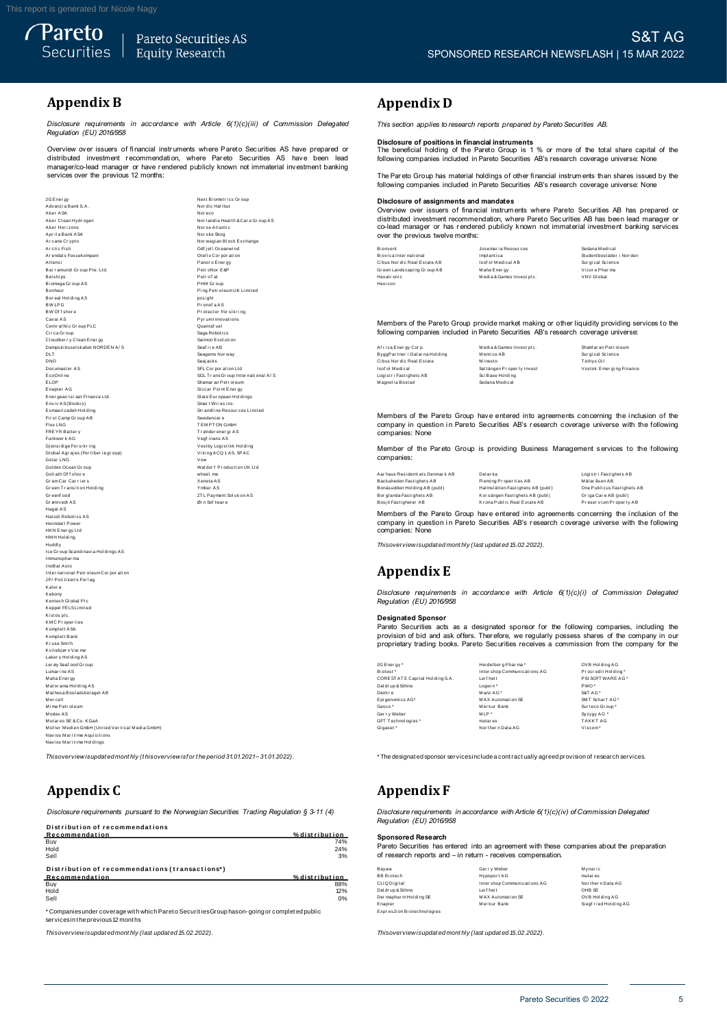## Appendix B

*Disclosure requirements in accordance with Article 6(1)(c)(iii) of Commission Delegated Regulation (EU) 2016/958*

Overview over issuers of financial instruments where Pareto Securities AS have prepared or distributed investment recommendation, where Pareto Securities AS have been lead manager/co-lead manager or have rendered publicly known not immaterial investment banking services over the previous 12 months:

| | |
|---|---|
| 2G Energy | Next Biometrics Group |
| Advanzia Bank S.A. | Nordic Halibut |
| Aker ASA | Noreco |
| Aker Clean Hydrogen | Norlandia Health & Care Group AS |
| Aker Horizons | Norse Atlantic |
| Aprila Bank ASA | Norske Skog |
| Arcane Crypto | Norwegian Block Exchange |
| Arctic Fish | Odfjell Oceanwind |
| Arendals Fossekompani | Otello Corporation |
| Attensi | Panoro Energy |
| Barramundi Group Pte. Ltd. | PetroNor E&P |
| Belships | PetroTal |
| Biomega Group AS | PHM Group |
| Bonheur | Ping Petroleum UK Limited |
| Boreal Holding AS | poLight |
| BW LPG | Pronofa AS |
| BW Offshore | Protector Forsikring |
| Cavai AS | Pyrum Innovations |
| Central Nic Group PLC | Quantafuel |
| Circa Group | Saga Robotics |
| Cloudberry Clean Energy | Salmon Evolution |
| Dampskibsselskabet NORDEN A/S | Seafire AB |
| DLT | Seagems Norway |
| DNO | Seajacks |
| Documaster AS | SFL Corporation Ltd |
| EcoOnline | SGL TransGroup International A/S |
| ELOP | Shamaran Petroleum |
| Enapter AG | Siccar Point Energy |
| Energean Israel Finance Ltd. | Slate Europe an Holdings |
| Enviv AS (Bookis) | Smart Wires Inc. |
| Esmaeilzadeh Holding | Strandline Resources Limited |
| First Camp Group AB | Swedencare |
| Flex LNG | TEMPTON GmbH |
| FREYR Battery | Trønderenergi AS |
| Funkwerk AG | Vegfinans AS |
| Gjensidige Forsikring | Vestby Logistikk Holding |
| Global Agrajes (Fertiberia group) | Viking ACQ 1 AS, SPAC |
| Golar LNG | Vow |
| Golden Ocean Group | Waldorf Production UK Ltd |
| Goliath Offshore | wheel.me |
| GramCar Carriers | Xeneta AS |
| Green Transition Holding | Ymber AS |
| Greenfood | ZTL Payment Solution AS |
| Grøntvedt AS | Ørn Software |
| Hagal AS | |
| Halodi Robotics AS | |
| Heimdall Power | |
| HKN Energy Ltd | |
| HMH Holding | |
| Huddly | |
| Ice Group Scandinavia Holdings AS | |
| Immunopharma | |
| InoBat Auto | |
| International Petroleum Corporation | |
| JP/ Politiken's Forlag | |
| Kalera | |
| Kebony | |
| Kentech Global Plc | |
| Keppel FELS Limited | |
| Kistos plc. | |
| KMC Properties | |
| Komplett ASA | |
| Komplett Bank | |
| Kruse Smith | |
| Kvitebjørn Varme | |
| Lakers Holding AS | |
| Lerøy Seafood Group | |
| Lumarine AS | |
| Maha Energy | |
| Malorama Holding AS | |
| Mathesa Bostadsbolaget AB | |
| Mercell | |
| Mime Petroleum | |
| Modex AS | |
| Mutares SE & Co. KGaA | |
| Müller Medien GmbH (United Vertical Media GmbH) | |
| Navios Maritime Aquisitions | |
| Navios Maritime Holdings | |

*This overview is updated monthly (this overview is for the period 31.01.2021 – 31.01.2022).*

## Appendix C

*Disclosure requirements pursuant to the Norwegian Securities Trading Regulation § 3-11 (4)*

**Distribution of recommendations**

| Recommendation | % distribution |
|---|---|
| Buy | 74% |
| Hold | 24% |
| Sell | 3% |

**Distribution of recommendations (transactions\*)**

| Recommendation | % distribution |
|---|---|
| Buy | 88% |
| Hold | 12% |
| Sell | 0% |

\* Companies under coverage with which Pareto Securities Group has on-going or completed public services in the previous 12 months

*This overview is updated monthly (last updated 15.02.2022).*

## Appendix D

*This section applies to research reports prepared by Pareto Securities AB.*

**Disclosure of positions in financial instruments**
The beneficial holding of the Pareto Group is 1 % or more of the total share capital of the following companies included in Pareto Securities AB's research coverage universe: None

The Pareto Group has material holdings of other financial instruments than shares issued by the following companies included in Pareto Securities AB's research coverage universe: None

**Disclosure of assignments and mandates**
Overview over issuers of financial instruments where Pareto Securities AB has prepared or distributed investment recommendation, where Pareto Securities AB has been lead manager or co-lead manager or has rendered publicly known not immaterial investment banking services over the previous twelve months:

| | | |
|---|---|---|
| Bionvent | Josemaria Resources | Sedana Medical |
| Biovica International | Implantica | Studentbostäder i Norden |
| Cibus Nordic Real Estate AB | Isofol Medical AB | Surgical Science |
| Green Landscaping Group AB | Maha Energy | Vicore Pharma |
| Hexatronic | Media & Games Invest plc. | VNV Global |
| Hexicon | | |

Members of the Pareto Group provide market making or other liquidity providing services to the following companies included in Pareto Securities AB's research coverage universe:

| | | |
|---|---|---|
| Africa Energy Corp. | Media & Games Invest plc. | ShaMaran Petroleum |
| ByggPartner i Dalarna Holding | Mentice AB | Surgical Science |
| Cibus Nordic Real Estate | Minesto | Tethys Oil |
| Isofol Medical | Saltängen Property Invest | Vostok Emerging Finance |
| Logistri Fastighets AB | SciBase Holding | |
| Magnolia Bostad | Sedana Medical | |

Members of the Pareto Group have entered into agreements concerning the inclusion of the company in question in Pareto Securities AB's research coverage universe with the following companies: None

Member of the Pareto Group is providing Business Management services to the following companies:

| | | |
|---|---|---|
| Aarhaus Residentials Denmark AB | Delarka | Logistri Fastighets AB |
| Backaheden Fastighets AB | Fleming Properties AB | Mälaråsen AB |
| Bonäsudden Holding AB (publ) | Halmslätten Fastighets AB (publ) | One Publicus Fastighets AB |
| Borglanda Fastighets AB | Korsängen Fastighets AB (publ) | Origa Care AB (publ) |
| Bosjö Fastigheter AB | Krona Public Real Estate AB | Preservium Property AB |

Members of the Pareto Group have entered into agreements concerning the inclusion of the company in question in Pareto Securities AB's research coverage universe with the following companies: None

*This overview is updated monthly (last updated 15.02.2022).*

## Appendix E

*Disclosure requirements in accordance with Article 6(1)(c)(i) of Commission Delegated Regulation (EU) 2016/958*

**Designated Sponsor**
Pareto Securities acts as a designated sponsor for the following companies, including the provision of bid and ask offers. Therefore, we regularly possess shares of the company in our proprietary trading books. Pareto Securities receives a commission from the company for the

| | | |
|---|---|---|
| 2G Energy\* | Heidelberg Pharma\* | OVB Holding AG |
| Biotest\* | Intershop Communications AG | Procredit Holding\* |
| CORESTATE Capital Holding S.A. | Leifheit | PSI SOFTWARE AG\* |
| Daldrup & Söhne | Logwin\* | PWO\* |
| Demire | Manz AG\* | S&T AG\* |
| Epigenomics AG\* | MAX Automation SE | SMT Scharf AG\* |
| Gesco\* | Merkur Bank | Surteco Group\* |
| Gerry Weber | MLP\* | Syzygy AG\* |
| GFT Technologies\* | mutares | TAKKT AG |
| Gigaset\* | Northern Data AG | Viscom\* |

\* The designated sponsor services include a contractually agreed provision of research services.

## Appendix F

*Disclosure requirements in accordance with Article 6(1)(c)(iv) of Commission Delegated Regulation (EU) 2016/958*

**Sponsored Research**
Pareto Securities has entered into an agreement with these companies about the preparation of research reports and – in return - receives compensation.

| | | |
|---|---|---|
| Baywa | Gerry Weber | Mynaric |
| BB Biotech | Hypoport AG | mutares |
| CLIQ Digital | Intershop Communications AG | Northern Data AG |
| Daldrup & Söhne | Leifheit | OHB SE |
| Dermapharm Holding SE | MAX Automation SE | OVB Holding AG |
| Enapter | Merkur Bank | Siegfried Holding AG |
| Expres2ion Biotechnologies | | |

*This overview is updated monthly (last updated 15.02.2022).*